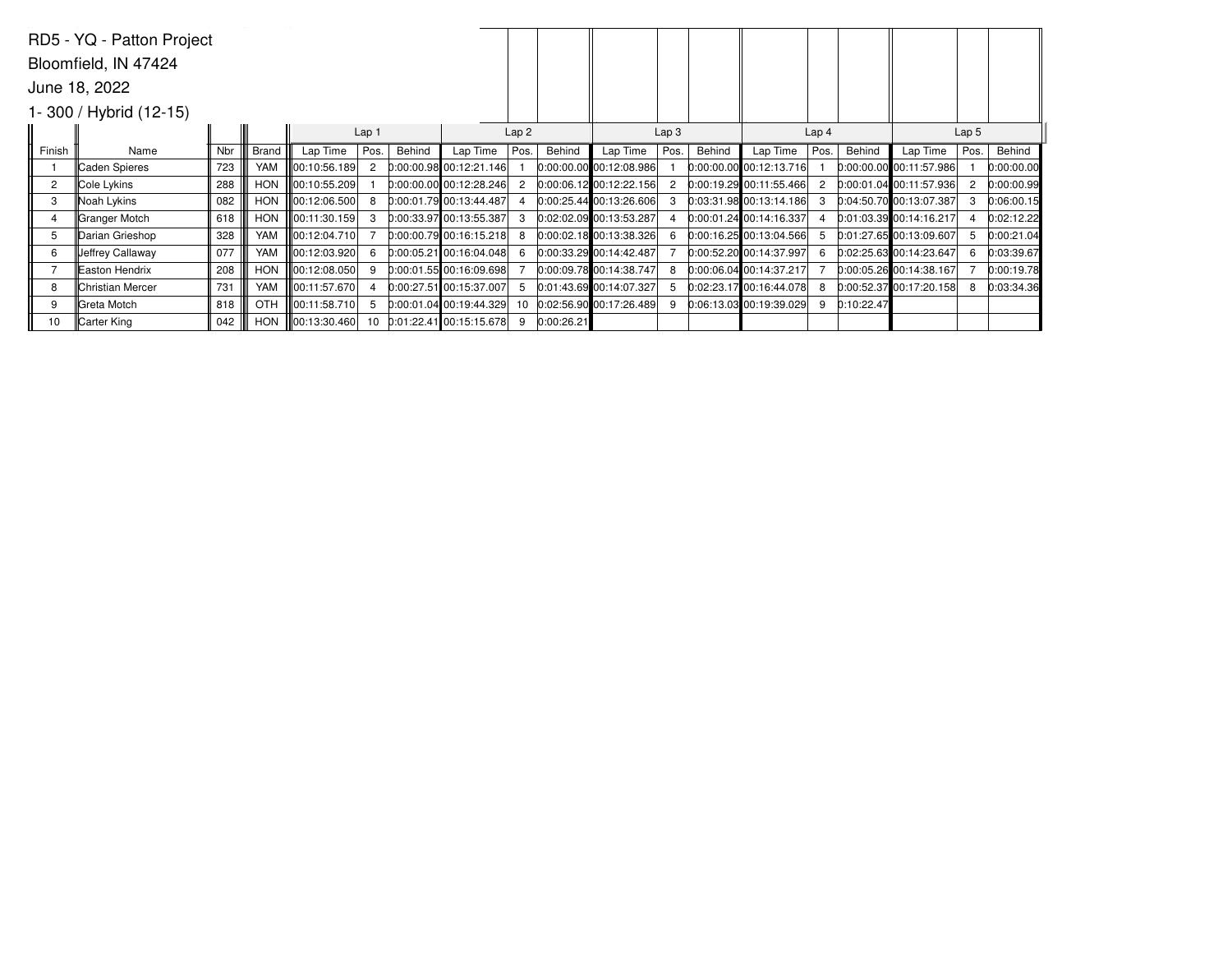RD5 - YQ - Patton Project

Bloomfield, IN 47424

June 18, 2022

1- 300 / Hybrid (12-15)

| Finish | Name | Nbr | Brand | Lap 1 | | | Lap 2 | | | Lap 3 | | | Lap 4 | | | Lap 5 | | |
|---|---|---|---|---|---|---|---|---|---|---|---|---|---|---|---|---|---|---|
| | | | | Lap Time | Pos. | Behind | Lap Time | Pos. | Behind | Lap Time | Pos. | Behind | Lap Time | Pos. | Behind | Lap Time | Pos. | Behind |
| 1 | Caden Spieres | 723 | YAM | 00:10:56.189 | 2 | 0:00:00.98 | 00:12:21.146 | 1 | 0:00:00.00 | 00:12:08.986 | 1 | 0:00:00.00 | 00:12:13.716 | 1 | 0:00:00.00 | 00:11:57.986 | 1 | 0:00:00.00 |
| 2 | Cole Lykins | 288 | HON | 00:10:55.209 | 1 | 0:00:00.00 | 00:12:28.246 | 2 | 0:00:06.12 | 00:12:22.156 | 2 | 0:00:19.29 | 00:11:55.466 | 2 | 0:00:01.04 | 00:11:57.936 | 2 | 0:00:00.99 |
| 3 | Noah Lykins | 082 | HON | 00:12:06.500 | 8 | 0:00:01.79 | 00:13:44.487 | 4 | 0:00:25.44 | 00:13:26.606 | 3 | 0:03:31.98 | 00:13:14.186 | 3 | 0:04:50.70 | 00:13:07.387 | 3 | 0:06:00.15 |
| 4 | Granger Motch | 618 | HON | 00:11:30.159 | 3 | 0:00:33.97 | 00:13:55.387 | 3 | 0:02:02.09 | 00:13:53.287 | 4 | 0:00:01.24 | 00:14:16.337 | 4 | 0:01:03.39 | 00:14:16.217 | 4 | 0:02:12.22 |
| 5 | Darian Grieshop | 328 | YAM | 00:12:04.710 | 7 | 0:00:00.79 | 00:16:15.218 | 8 | 0:00:02.18 | 00:13:38.326 | 6 | 0:00:16.25 | 00:13:04.566 | 5 | 0:01:27.65 | 00:13:09.607 | 5 | 0:00:21.04 |
| 6 | Jeffrey Callaway | 077 | YAM | 00:12:03.920 | 6 | 0:00:05.21 | 00:16:04.048 | 6 | 0:00:33.29 | 00:14:42.487 | 7 | 0:00:52.20 | 00:14:37.997 | 6 | 0:02:25.63 | 00:14:23.647 | 6 | 0:03:39.67 |
| 7 | Easton Hendrix | 208 | HON | 00:12:08.050 | 9 | 0:00:01.55 | 00:16:09.698 | 7 | 0:00:09.78 | 00:14:38.747 | 8 | 0:00:06.04 | 00:14:37.217 | 7 | 0:00:05.26 | 00:14:38.167 | 7 | 0:00:19.78 |
| 8 | Christian Mercer | 731 | YAM | 00:11:57.670 | 4 | 0:00:27.51 | 00:15:37.007 | 5 | 0:01:43.69 | 00:14:07.327 | 5 | 0:02:23.17 | 00:16:44.078 | 8 | 0:00:52.37 | 00:17:20.158 | 8 | 0:03:34.36 |
| 9 | Greta Motch | 818 | OTH | 00:11:58.710 | 5 | 0:00:01.04 | 00:19:44.329 | 10 | 0:02:56.90 | 00:17:26.489 | 9 | 0:06:13.03 | 00:19:39.029 | 9 | 0:10:22.47 | | | |
| 10 | Carter King | 042 | HON | 00:13:30.460 | 10 | 0:01:22.41 | 00:15:15.678 | 9 | 0:00:26.21 | | | | | | | | | |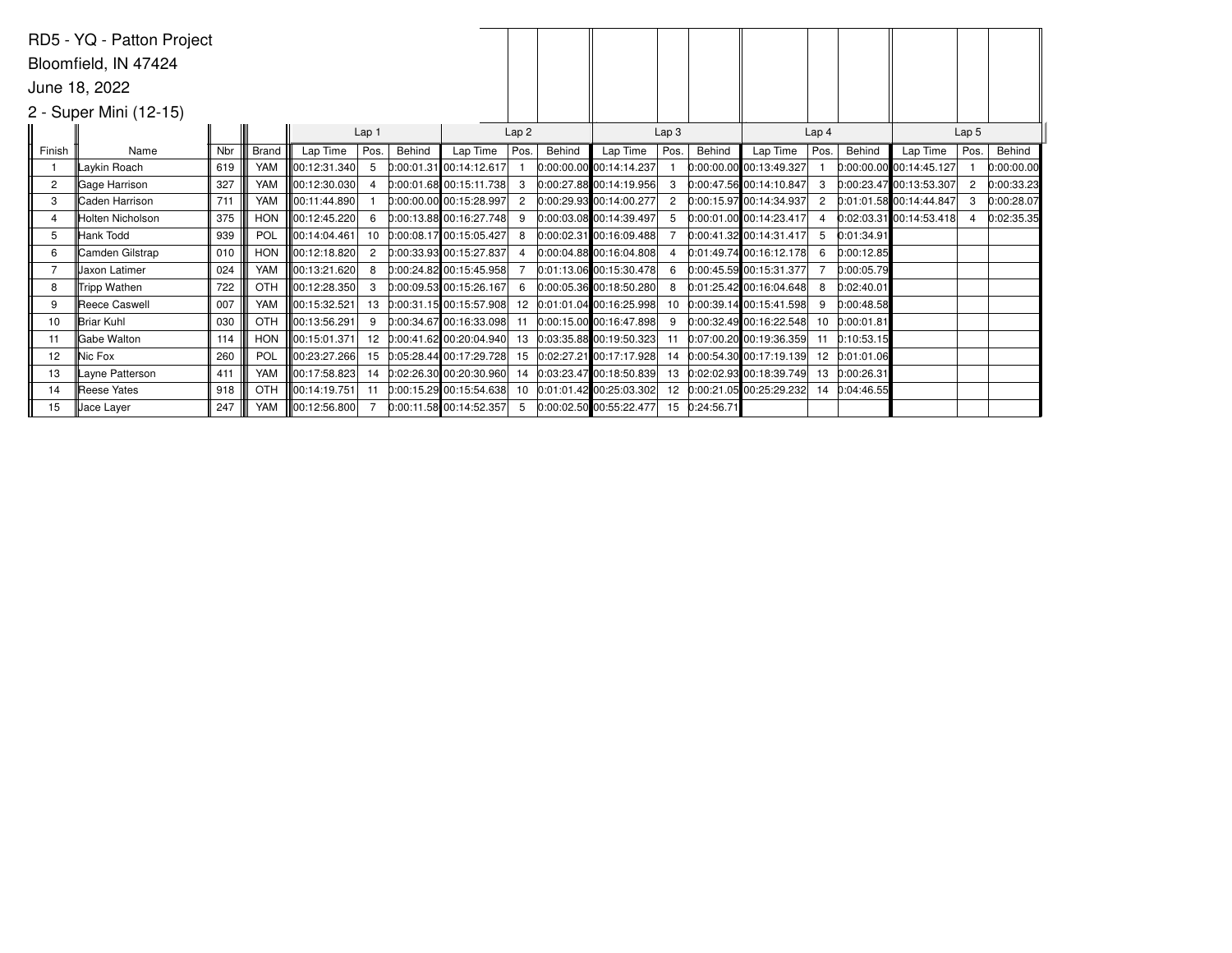RD5 - YQ - Patton Project

Bloomfield, IN 47424

June 18, 2022

2 - Super Mini (12-15)

| | | | | Lap 1 | | | Lap 2 | | | Lap 3 | | | Lap 4 | | | Lap 5 | | |
|---|---|---|---|---|---|---|---|---|---|---|---|---|---|---|---|---|---|---|
| Finish | Name | Nbr | Brand | Lap Time | Pos. | Behind | Lap Time | Pos. | Behind | Lap Time | Pos. | Behind | Lap Time | Pos. | Behind | Lap Time | Pos. | Behind |
| 1 | Laykin Roach | 619 | YAM | 00:12:31.340 | 5 | 0:00:01.31 | 00:14:12.617 | 1 | 0:00:00.00 | 00:14:14.237 | 1 | 0:00:00.00 | 00:13:49.327 | 1 | 0:00:00.00 | 00:14:45.127 | 1 | 0:00:00.00 |
| 2 | Gage Harrison | 327 | YAM | 00:12:30.030 | 4 | 0:00:01.68 | 00:15:11.738 | 3 | 0:00:27.88 | 00:14:19.956 | 3 | 0:00:47.56 | 00:14:10.847 | 3 | 0:00:23.47 | 00:13:53.307 | 2 | 0:00:33.23 |
| 3 | Caden Harrison | 711 | YAM | 00:11:44.890 | 1 | 0:00:00.00 | 00:15:28.997 | 2 | 0:00:29.93 | 00:14:00.277 | 2 | 0:00:15.97 | 00:14:34.937 | 2 | 0:01:01.58 | 00:14:44.847 | 3 | 0:00:28.07 |
| 4 | Holten Nicholson | 375 | HON | 00:12:45.220 | 6 | 0:00:13.88 | 00:16:27.748 | 9 | 0:00:03.08 | 00:14:39.497 | 5 | 0:00:01.00 | 00:14:23.417 | 4 | 0:02:03.31 | 00:14:53.418 | 4 | 0:02:35.35 |
| 5 | Hank Todd | 939 | POL | 00:14:04.461 | 10 | 0:00:08.17 | 00:15:05.427 | 8 | 0:00:02.31 | 00:16:09.488 | 7 | 0:00:41.32 | 00:14:31.417 | 5 | 0:01:34.91 | | | |
| 6 | Camden Gilstrap | 010 | HON | 00:12:18.820 | 2 | 0:00:33.93 | 00:15:27.837 | 4 | 0:00:04.88 | 00:16:04.808 | 4 | 0:01:49.74 | 00:16:12.178 | 6 | 0:00:12.85 | | | |
| 7 | Jaxon Latimer | 024 | YAM | 00:13:21.620 | 8 | 0:00:24.82 | 00:15:45.958 | 7 | 0:01:13.06 | 00:15:30.478 | 6 | 0:00:45.59 | 00:15:31.377 | 7 | 0:00:05.79 | | | |
| 8 | Tripp Wathen | 722 | OTH | 00:12:28.350 | 3 | 0:00:09.53 | 00:15:26.167 | 6 | 0:00:05.36 | 00:18:50.280 | 8 | 0:01:25.42 | 00:16:04.648 | 8 | 0:02:40.01 | | | |
| 9 | Reece Caswell | 007 | YAM | 00:15:32.521 | 13 | 0:00:31.15 | 00:15:57.908 | 12 | 0:01:01.04 | 00:16:25.998 | 10 | 0:00:39.14 | 00:15:41.598 | 9 | 0:00:48.58 | | | |
| 10 | Briar Kuhl | 030 | OTH | 00:13:56.291 | 9 | 0:00:34.67 | 00:16:33.098 | 11 | 0:00:15.00 | 00:16:47.898 | 9 | 0:00:32.49 | 00:16:22.548 | 10 | 0:00:01.81 | | | |
| 11 | Gabe Walton | 114 | HON | 00:15:01.371 | 12 | 0:00:41.62 | 00:20:04.940 | 13 | 0:03:35.88 | 00:19:50.323 | 11 | 0:07:00.20 | 00:19:36.359 | 11 | 0:10:53.15 | | | |
| 12 | Nic Fox | 260 | POL | 00:23:27.266 | 15 | 0:05:28.44 | 00:17:29.728 | 15 | 0:02:27.21 | 00:17:17.928 | 14 | 0:00:54.30 | 00:17:19.139 | 12 | 0:01:01.06 | | | |
| 13 | Layne Patterson | 411 | YAM | 00:17:58.823 | 14 | 0:02:26.30 | 00:20:30.960 | 14 | 0:03:23.47 | 00:18:50.839 | 13 | 0:02:02.93 | 00:18:39.749 | 13 | 0:00:26.31 | | | |
| 14 | Reese Yates | 918 | OTH | 00:14:19.751 | 11 | 0:00:15.29 | 00:15:54.638 | 10 | 0:01:01.42 | 00:25:03.302 | 12 | 0:00:21.05 | 00:25:29.232 | 14 | 0:04:46.55 | | | |
| 15 | Jace Layer | 247 | YAM | 00:12:56.800 | 7 | 0:00:11.58 | 00:14:52.357 | 5 | 0:00:02.50 | 00:55:22.477 | 15 | 0:24:56.71 | | | | | | |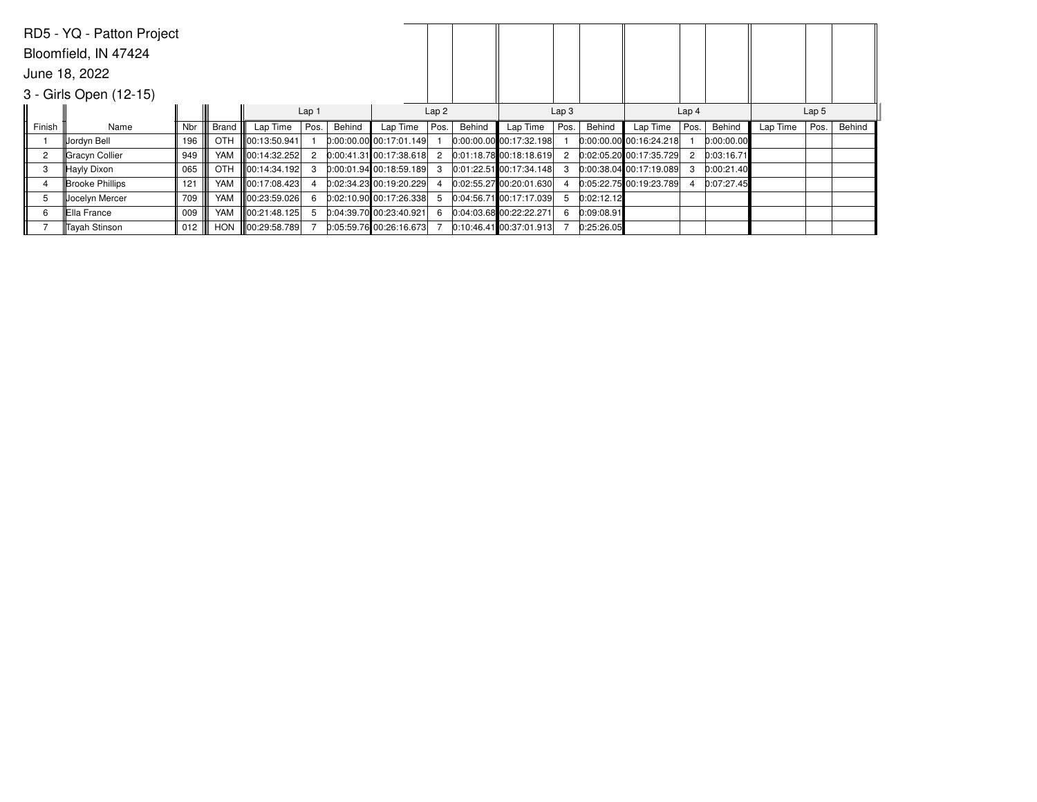RD5 - YQ - Patton Project

Bloomfield, IN 47424

June 18, 2022

3 - Girls Open (12-15)

| | | | | Lap 1 | | | Lap 2 | | | Lap 3 | | | Lap 4 | | | Lap 5 | | |
|---|---|---|---|---|---|---|---|---|---|---|---|---|---|---|---|---|---|---|
| Finish | Name | Nbr | Brand | Lap Time | Pos. | Behind | Lap Time | Pos. | Behind | Lap Time | Pos. | Behind | Lap Time | Pos. | Behind | Lap Time | Pos. | Behind |
| 1 | Jordyn Bell | 196 | OTH | 00:13:50.941 | 1 | 0:00:00.00 | 00:17:01.149 | 1 | 0:00:00.00 | 00:17:32.198 | 1 | 0:00:00.00 | 00:16:24.218 | 1 | 0:00:00.00 | | | |
| 2 | Gracyn Collier | 949 | YAM | 00:14:32.252 | 2 | 0:00:41.31 | 00:17:38.618 | 2 | 0:01:18.78 | 00:18:18.619 | 2 | 0:02:05.20 | 00:17:35.729 | 2 | 0:03:16.71 | | | |
| 3 | Hayly Dixon | 065 | OTH | 00:14:34.192 | 3 | 0:00:01.94 | 00:18:59.189 | 3 | 0:01:22.51 | 00:17:34.148 | 3 | 0:00:38.04 | 00:17:19.089 | 3 | 0:00:21.40 | | | |
| 4 | Brooke Phillips | 121 | YAM | 00:17:08.423 | 4 | 0:02:34.23 | 00:19:20.229 | 4 | 0:02:55.27 | 00:20:01.630 | 4 | 0:05:22.75 | 00:19:23.789 | 4 | 0:07:27.45 | | | |
| 5 | Jocelyn Mercer | 709 | YAM | 00:23:59.026 | 6 | 0:02:10.90 | 00:17:26.338 | 5 | 0:04:56.71 | 00:17:17.039 | 5 | 0:02:12.12 | | | | | | |
| 6 | Ella France | 009 | YAM | 00:21:48.125 | 5 | 0:04:39.70 | 00:23:40.921 | 6 | 0:04:03.68 | 00:22:22.271 | 6 | 0:09:08.91 | | | | | | |
| 7 | Tayah Stinson | 012 | HON | 00:29:58.789 | 7 | 0:05:59.76 | 00:26:16.673 | 7 | 0:10:46.41 | 00:37:01.913 | 7 | 0:25:26.05 | | | | | | |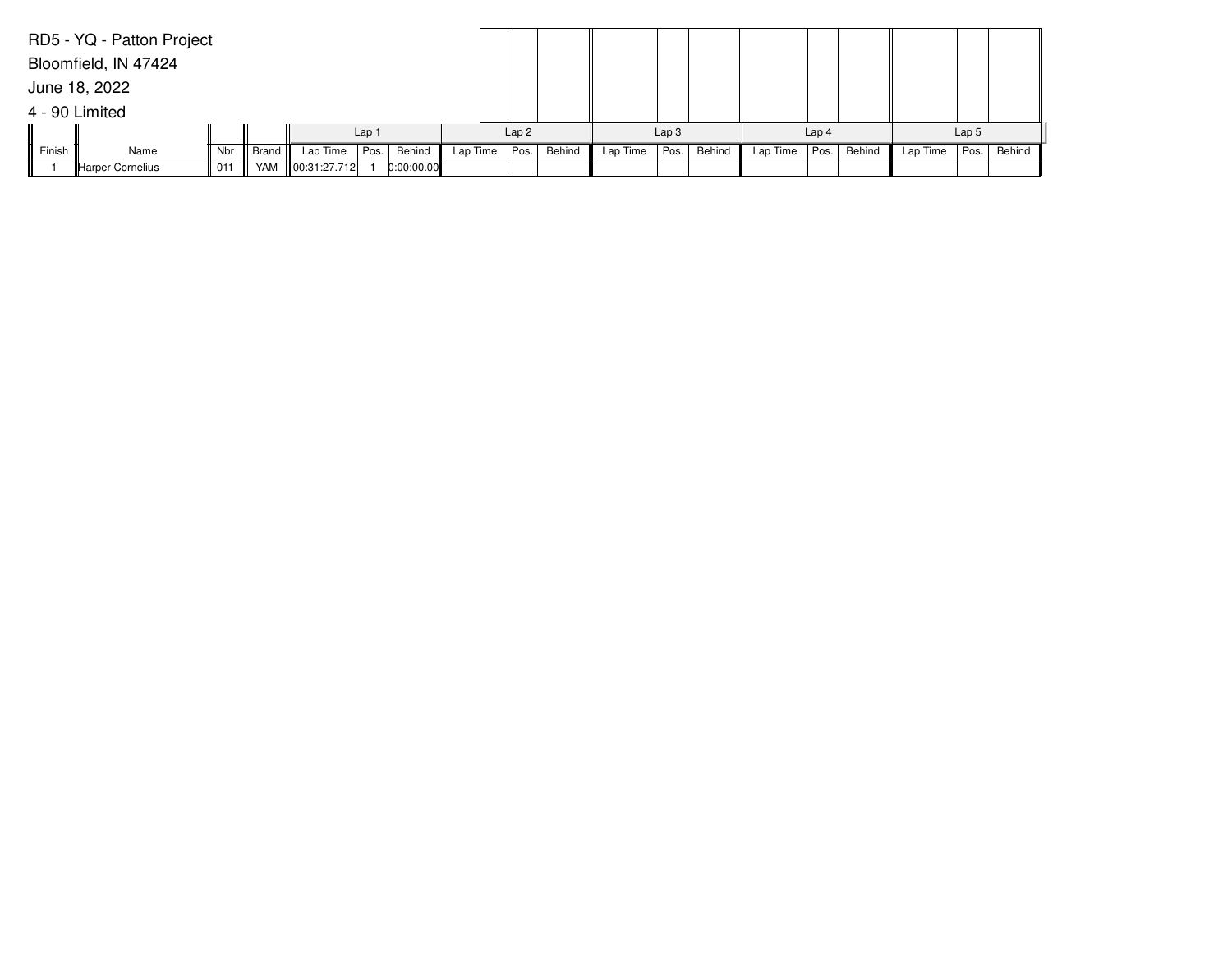RD5 - YQ - Patton Project

Bloomfield, IN 47424

June 18, 2022

4 - 90 Limited

| | | | | Lap 1 | | | Lap 2 | | | Lap 3 | | | Lap 4 | | | Lap 5 | | |
|---|---|---|---|---|---|---|---|---|---|---|---|---|---|---|---|---|---|---|
| Finish | Name | Nbr | Brand | Lap Time | Pos. | Behind | Lap Time | Pos. | Behind | Lap Time | Pos. | Behind | Lap Time | Pos. | Behind | Lap Time | Pos. | Behind |
| 1 | Harper Cornelius | 011 | YAM | 00:31:27.712 | 1 | 0:00:00.00 | | | | | | | | | | | | |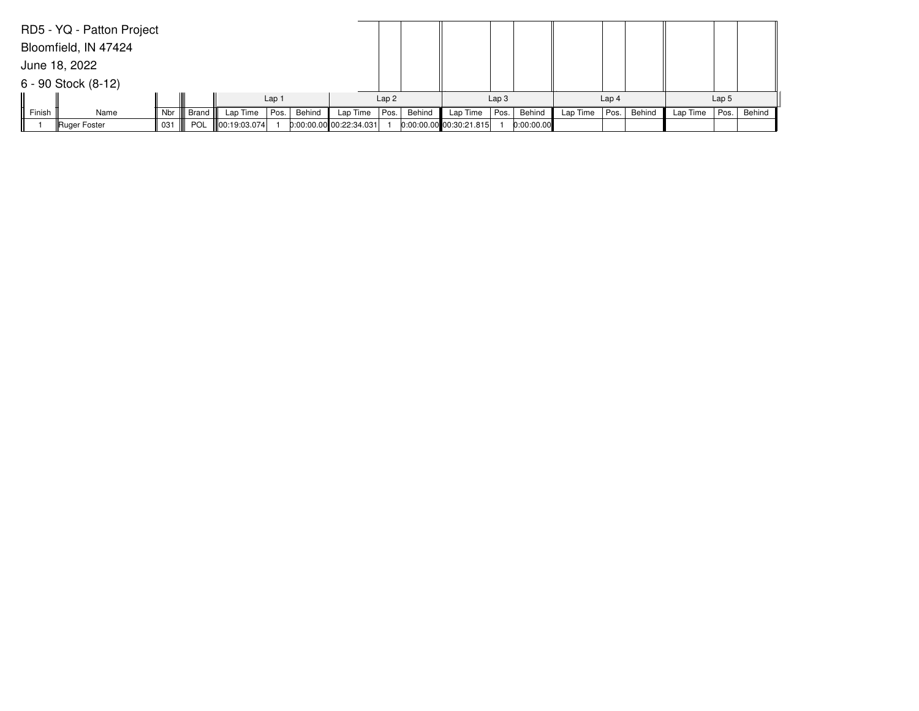RD5 - YQ - Patton Project

Bloomfield, IN 47424

June 18, 2022

6 - 90 Stock (8-12)

| | | | | Lap 1 | | | Lap 2 | | | Lap 3 | | | Lap 4 | | | Lap 5 | | |
|---|---|---|---|---|---|---|---|---|---|---|---|---|---|---|---|---|---|---|
| Finish | Name | Nbr | Brand | Lap Time | Pos. | Behind | Lap Time | Pos. | Behind | Lap Time | Pos. | Behind | Lap Time | Pos. | Behind | Lap Time | Pos. | Behind |
| 1 | Ruger Foster | 031 | POL | 00:19:03.074 | 1 | 0:00:00.00 | 00:22:34.031 | 1 | 0:00:00.00 | 00:30:21.815 | 1 | 0:00:00.00 | | | | | | |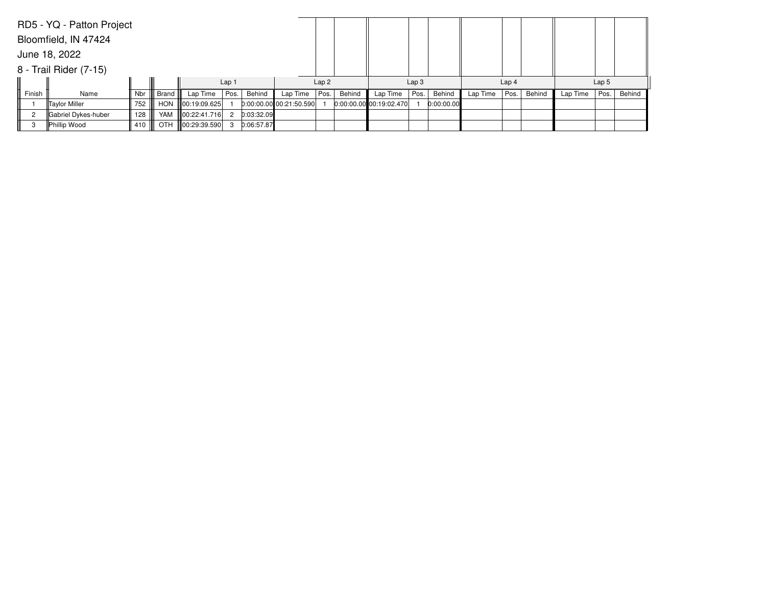RD5 - YQ - Patton Project

Bloomfield, IN 47424

June 18, 2022

8 - Trail Rider (7-15)

| | | | | Lap 1 | | | Lap 2 | | | Lap 3 | | | Lap 4 | | | Lap 5 | | |
|---|---|---|---|---|---|---|---|---|---|---|---|---|---|---|---|---|---|---|
| Finish | Name | Nbr | Brand | Lap Time | Pos. | Behind | Lap Time | Pos. | Behind | Lap Time | Pos. | Behind | Lap Time | Pos. | Behind | Lap Time | Pos. | Behind |
| 1 | Taylor Miller | 752 | HON | 00:19:09.625 | 1 | 0:00:00.00 | 00:21:50.590 | 1 | 0:00:00.00 | 00:19:02.470 | 1 | 0:00:00.00 | | | | | | |
| 2 | Gabriel Dykes-huber | 128 | YAM | 00:22:41.716 | 2 | 0:03:32.09 | | | | | | | | | | | | |
| 3 | Phillip Wood | 410 | OTH | 00:29:39.590 | 3 | 0:06:57.87 | | | | | | | | | | | | |